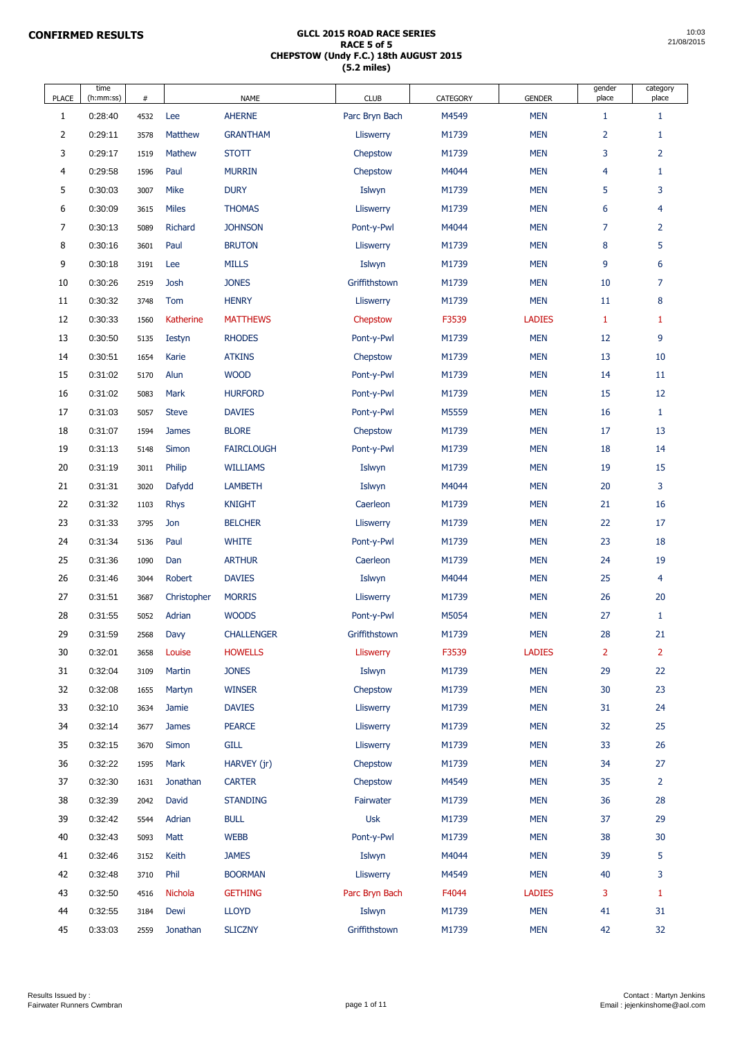**CONFIRMED RESULTS**

# GLCL 2015 ROAD RACE SERIES
## RACE 5 of 5
## CHEPSTOW (Undy F.C.) 18th AUGUST 2015
## (5.2 miles)

10:03
21/08/2015

| PLACE | time (h:mm:ss) | # | NAME | | CLUB | CATEGORY | GENDER | gender place | category place |
|---|---|---|---|---|---|---|---|---|---|
| 1 | 0:28:40 | 4532 | Lee | AHERNE | Parc Bryn Bach | M4549 | MEN | 1 | 1 |
| 2 | 0:29:11 | 3578 | Matthew | GRANTHAM | Lliswerry | M1739 | MEN | 2 | 1 |
| 3 | 0:29:17 | 1519 | Mathew | STOTT | Chepstow | M1739 | MEN | 3 | 2 |
| 4 | 0:29:58 | 1596 | Paul | MURRIN | Chepstow | M4044 | MEN | 4 | 1 |
| 5 | 0:30:03 | 3007 | Mike | DURY | Islwyn | M1739 | MEN | 5 | 3 |
| 6 | 0:30:09 | 3615 | Miles | THOMAS | Lliswerry | M1739 | MEN | 6 | 4 |
| 7 | 0:30:13 | 5089 | Richard | JOHNSON | Pont-y-Pwl | M4044 | MEN | 7 | 2 |
| 8 | 0:30:16 | 3601 | Paul | BRUTON | Lliswerry | M1739 | MEN | 8 | 5 |
| 9 | 0:30:18 | 3191 | Lee | MILLS | Islwyn | M1739 | MEN | 9 | 6 |
| 10 | 0:30:26 | 2519 | Josh | JONES | Griffithstown | M1739 | MEN | 10 | 7 |
| 11 | 0:30:32 | 3748 | Tom | HENRY | Lliswerry | M1739 | MEN | 11 | 8 |
| 12 | 0:30:33 | 1560 | Katherine | MATTHEWS | Chepstow | F3539 | LADIES | 1 | 1 |
| 13 | 0:30:50 | 5135 | Iestyn | RHODES | Pont-y-Pwl | M1739 | MEN | 12 | 9 |
| 14 | 0:30:51 | 1654 | Karie | ATKINS | Chepstow | M1739 | MEN | 13 | 10 |
| 15 | 0:31:02 | 5170 | Alun | WOOD | Pont-y-Pwl | M1739 | MEN | 14 | 11 |
| 16 | 0:31:02 | 5083 | Mark | HURFORD | Pont-y-Pwl | M1739 | MEN | 15 | 12 |
| 17 | 0:31:03 | 5057 | Steve | DAVIES | Pont-y-Pwl | M5559 | MEN | 16 | 1 |
| 18 | 0:31:07 | 1594 | James | BLORE | Chepstow | M1739 | MEN | 17 | 13 |
| 19 | 0:31:13 | 5148 | Simon | FAIRCLOUGH | Pont-y-Pwl | M1739 | MEN | 18 | 14 |
| 20 | 0:31:19 | 3011 | Philip | WILLIAMS | Islwyn | M1739 | MEN | 19 | 15 |
| 21 | 0:31:31 | 3020 | Dafydd | LAMBETH | Islwyn | M4044 | MEN | 20 | 3 |
| 22 | 0:31:32 | 1103 | Rhys | KNIGHT | Caerleon | M1739 | MEN | 21 | 16 |
| 23 | 0:31:33 | 3795 | Jon | BELCHER | Lliswerry | M1739 | MEN | 22 | 17 |
| 24 | 0:31:34 | 5136 | Paul | WHITE | Pont-y-Pwl | M1739 | MEN | 23 | 18 |
| 25 | 0:31:36 | 1090 | Dan | ARTHUR | Caerleon | M1739 | MEN | 24 | 19 |
| 26 | 0:31:46 | 3044 | Robert | DAVIES | Islwyn | M4044 | MEN | 25 | 4 |
| 27 | 0:31:51 | 3687 | Christopher | MORRIS | Lliswerry | M1739 | MEN | 26 | 20 |
| 28 | 0:31:55 | 5052 | Adrian | WOODS | Pont-y-Pwl | M5054 | MEN | 27 | 1 |
| 29 | 0:31:59 | 2568 | Davy | CHALLENGER | Griffithstown | M1739 | MEN | 28 | 21 |
| 30 | 0:32:01 | 3658 | Louise | HOWELLS | Lliswerry | F3539 | LADIES | 2 | 2 |
| 31 | 0:32:04 | 3109 | Martin | JONES | Islwyn | M1739 | MEN | 29 | 22 |
| 32 | 0:32:08 | 1655 | Martyn | WINSER | Chepstow | M1739 | MEN | 30 | 23 |
| 33 | 0:32:10 | 3634 | Jamie | DAVIES | Lliswerry | M1739 | MEN | 31 | 24 |
| 34 | 0:32:14 | 3677 | James | PEARCE | Lliswerry | M1739 | MEN | 32 | 25 |
| 35 | 0:32:15 | 3670 | Simon | GILL | Lliswerry | M1739 | MEN | 33 | 26 |
| 36 | 0:32:22 | 1595 | Mark | HARVEY (jr) | Chepstow | M1739 | MEN | 34 | 27 |
| 37 | 0:32:30 | 1631 | Jonathan | CARTER | Chepstow | M4549 | MEN | 35 | 2 |
| 38 | 0:32:39 | 2042 | David | STANDING | Fairwater | M1739 | MEN | 36 | 28 |
| 39 | 0:32:42 | 5544 | Adrian | BULL | Usk | M1739 | MEN | 37 | 29 |
| 40 | 0:32:43 | 5093 | Matt | WEBB | Pont-y-Pwl | M1739 | MEN | 38 | 30 |
| 41 | 0:32:46 | 3152 | Keith | JAMES | Islwyn | M4044 | MEN | 39 | 5 |
| 42 | 0:32:48 | 3710 | Phil | BOORMAN | Lliswerry | M4549 | MEN | 40 | 3 |
| 43 | 0:32:50 | 4516 | Nichola | GETHING | Parc Bryn Bach | F4044 | LADIES | 3 | 1 |
| 44 | 0:32:55 | 3184 | Dewi | LLOYD | Islwyn | M1739 | MEN | 41 | 31 |
| 45 | 0:33:03 | 2559 | Jonathan | SLICZNY | Griffithstown | M1739 | MEN | 42 | 32 |

Results Issued by :
Fairwater Runners Cwmbran

Contact : Martyn Jenkins
Email : jejenkinshome@aol.com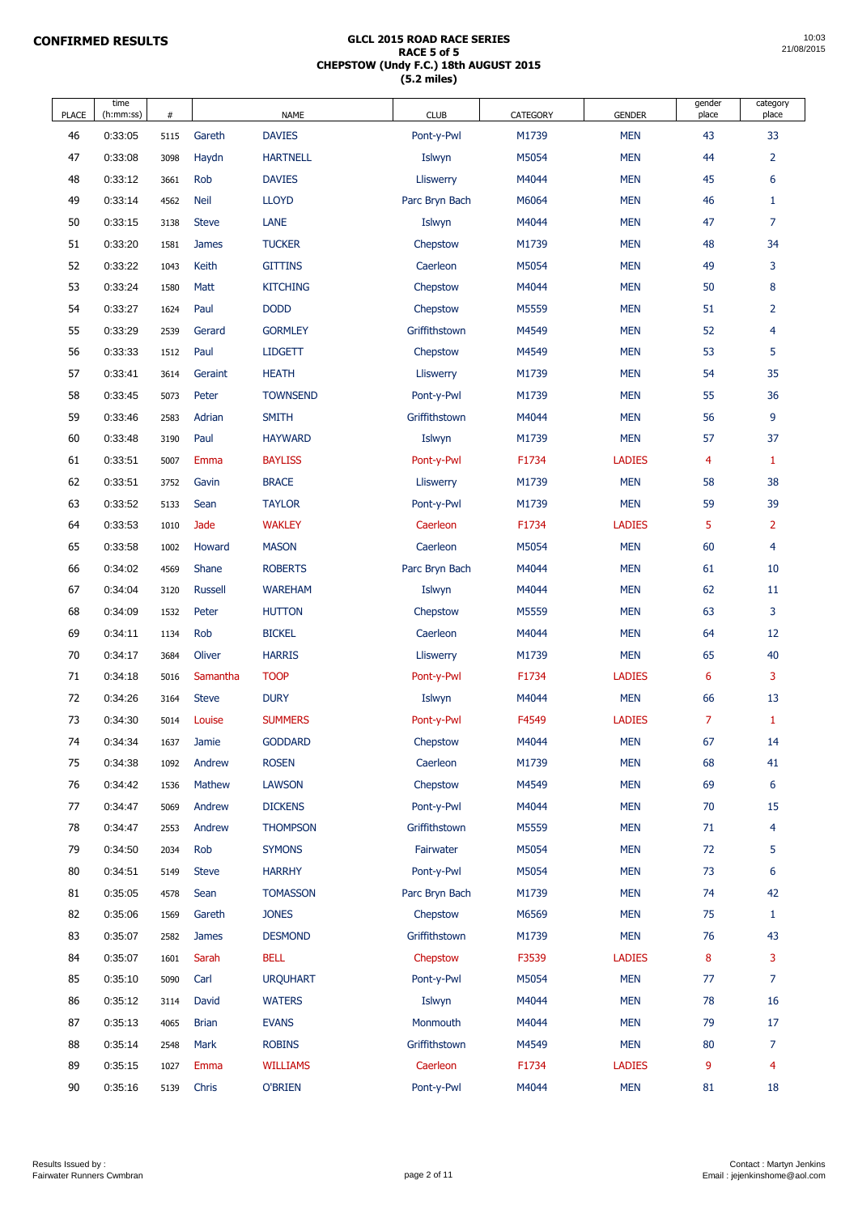**CONFIRMED RESULTS**

**GLCL 2015 ROAD RACE SERIES**
**RACE 5 of 5**
**CHEPSTOW (Undy F.C.) 18th AUGUST 2015**
**(5.2 miles)**

10:03
21/08/2015

| PLACE | time (h:mm:ss) | # | NAME | | CLUB | CATEGORY | GENDER | gender place | category place |
|---|---|---|---|---|---|---|---|---|---|
| 46 | 0:33:05 | 5115 | Gareth | DAVIES | Pont-y-Pwl | M1739 | MEN | 43 | 33 |
| 47 | 0:33:08 | 3098 | Haydn | HARTNELL | Islwyn | M5054 | MEN | 44 | 2 |
| 48 | 0:33:12 | 3661 | Rob | DAVIES | Lliswerry | M4044 | MEN | 45 | 6 |
| 49 | 0:33:14 | 4562 | Neil | LLOYD | Parc Bryn Bach | M6064 | MEN | 46 | 1 |
| 50 | 0:33:15 | 3138 | Steve | LANE | Islwyn | M4044 | MEN | 47 | 7 |
| 51 | 0:33:20 | 1581 | James | TUCKER | Chepstow | M1739 | MEN | 48 | 34 |
| 52 | 0:33:22 | 1043 | Keith | GITTINS | Caerleon | M5054 | MEN | 49 | 3 |
| 53 | 0:33:24 | 1580 | Matt | KITCHING | Chepstow | M4044 | MEN | 50 | 8 |
| 54 | 0:33:27 | 1624 | Paul | DODD | Chepstow | M5559 | MEN | 51 | 2 |
| 55 | 0:33:29 | 2539 | Gerard | GORMLEY | Griffithstown | M4549 | MEN | 52 | 4 |
| 56 | 0:33:33 | 1512 | Paul | LIDGETT | Chepstow | M4549 | MEN | 53 | 5 |
| 57 | 0:33:41 | 3614 | Geraint | HEATH | Lliswerry | M1739 | MEN | 54 | 35 |
| 58 | 0:33:45 | 5073 | Peter | TOWNSEND | Pont-y-Pwl | M1739 | MEN | 55 | 36 |
| 59 | 0:33:46 | 2583 | Adrian | SMITH | Griffithstown | M4044 | MEN | 56 | 9 |
| 60 | 0:33:48 | 3190 | Paul | HAYWARD | Islwyn | M1739 | MEN | 57 | 37 |
| 61 | 0:33:51 | 5007 | Emma | BAYLISS | Pont-y-Pwl | F1734 | LADIES | 4 | 1 |
| 62 | 0:33:51 | 3752 | Gavin | BRACE | Lliswerry | M1739 | MEN | 58 | 38 |
| 63 | 0:33:52 | 5133 | Sean | TAYLOR | Pont-y-Pwl | M1739 | MEN | 59 | 39 |
| 64 | 0:33:53 | 1010 | Jade | WAKLEY | Caerleon | F1734 | LADIES | 5 | 2 |
| 65 | 0:33:58 | 1002 | Howard | MASON | Caerleon | M5054 | MEN | 60 | 4 |
| 66 | 0:34:02 | 4569 | Shane | ROBERTS | Parc Bryn Bach | M4044 | MEN | 61 | 10 |
| 67 | 0:34:04 | 3120 | Russell | WAREHAM | Islwyn | M4044 | MEN | 62 | 11 |
| 68 | 0:34:09 | 1532 | Peter | HUTTON | Chepstow | M5559 | MEN | 63 | 3 |
| 69 | 0:34:11 | 1134 | Rob | BICKEL | Caerleon | M4044 | MEN | 64 | 12 |
| 70 | 0:34:17 | 3684 | Oliver | HARRIS | Lliswerry | M1739 | MEN | 65 | 40 |
| 71 | 0:34:18 | 5016 | Samantha | TOOP | Pont-y-Pwl | F1734 | LADIES | 6 | 3 |
| 72 | 0:34:26 | 3164 | Steve | DURY | Islwyn | M4044 | MEN | 66 | 13 |
| 73 | 0:34:30 | 5014 | Louise | SUMMERS | Pont-y-Pwl | F4549 | LADIES | 7 | 1 |
| 74 | 0:34:34 | 1637 | Jamie | GODDARD | Chepstow | M4044 | MEN | 67 | 14 |
| 75 | 0:34:38 | 1092 | Andrew | ROSEN | Caerleon | M1739 | MEN | 68 | 41 |
| 76 | 0:34:42 | 1536 | Mathew | LAWSON | Chepstow | M4549 | MEN | 69 | 6 |
| 77 | 0:34:47 | 5069 | Andrew | DICKENS | Pont-y-Pwl | M4044 | MEN | 70 | 15 |
| 78 | 0:34:47 | 2553 | Andrew | THOMPSON | Griffithstown | M5559 | MEN | 71 | 4 |
| 79 | 0:34:50 | 2034 | Rob | SYMONS | Fairwater | M5054 | MEN | 72 | 5 |
| 80 | 0:34:51 | 5149 | Steve | HARRHY | Pont-y-Pwl | M5054 | MEN | 73 | 6 |
| 81 | 0:35:05 | 4578 | Sean | TOMASSON | Parc Bryn Bach | M1739 | MEN | 74 | 42 |
| 82 | 0:35:06 | 1569 | Gareth | JONES | Chepstow | M6569 | MEN | 75 | 1 |
| 83 | 0:35:07 | 2582 | James | DESMOND | Griffithstown | M1739 | MEN | 76 | 43 |
| 84 | 0:35:07 | 1601 | Sarah | BELL | Chepstow | F3539 | LADIES | 8 | 3 |
| 85 | 0:35:10 | 5090 | Carl | URQUHART | Pont-y-Pwl | M5054 | MEN | 77 | 7 |
| 86 | 0:35:12 | 3114 | David | WATERS | Islwyn | M4044 | MEN | 78 | 16 |
| 87 | 0:35:13 | 4065 | Brian | EVANS | Monmouth | M4044 | MEN | 79 | 17 |
| 88 | 0:35:14 | 2548 | Mark | ROBINS | Griffithstown | M4549 | MEN | 80 | 7 |
| 89 | 0:35:15 | 1027 | Emma | WILLIAMS | Caerleon | F1734 | LADIES | 9 | 4 |
| 90 | 0:35:16 | 5139 | Chris | O'BRIEN | Pont-y-Pwl | M4044 | MEN | 81 | 18 |

Results Issued by :
Fairwater Runners Cwmbran

Contact : Martyn Jenkins
Email : jejenkinshome@aol.com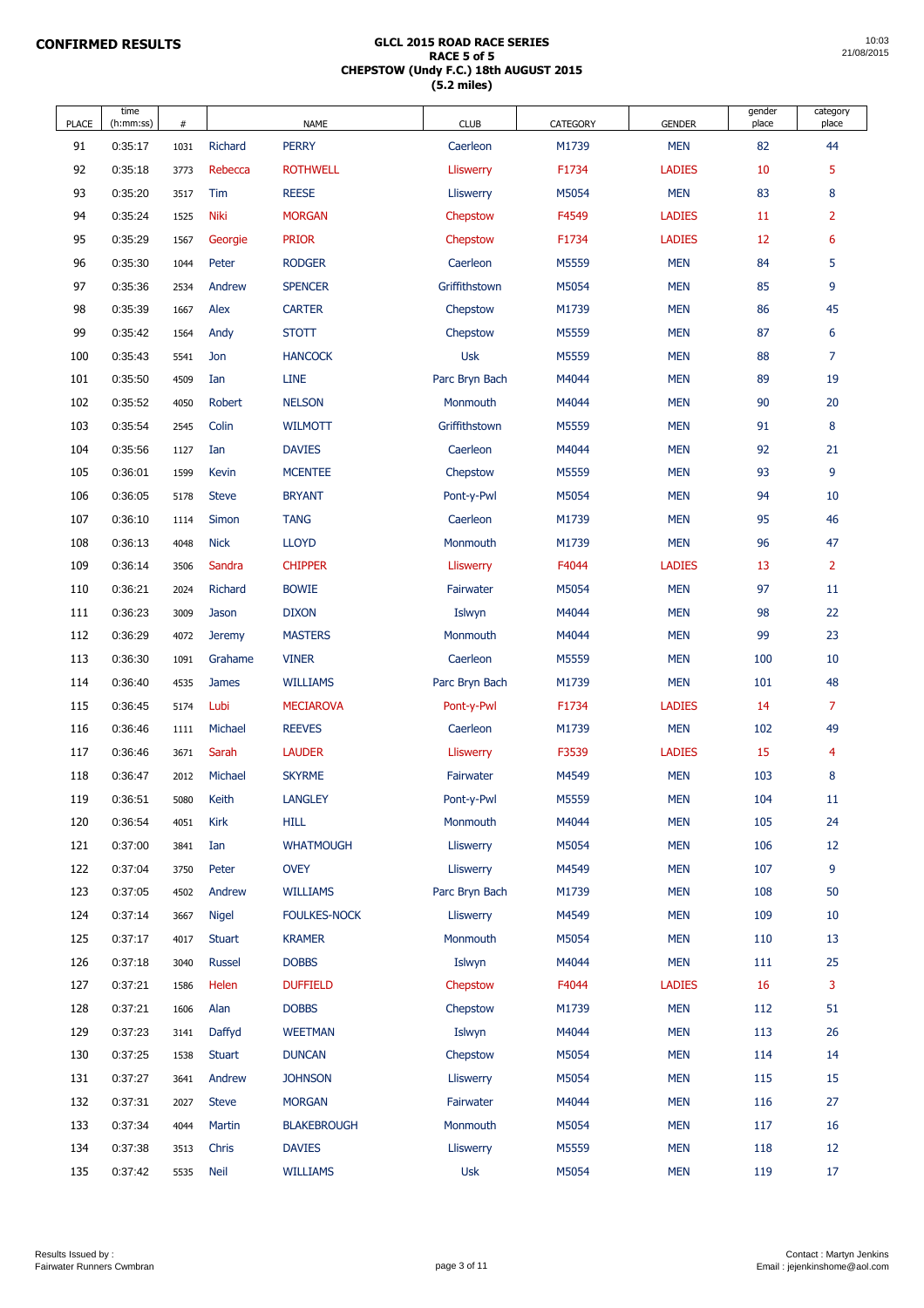**CONFIRMED RESULTS**

**GLCL 2015 ROAD RACE SERIES**
**RACE 5 of 5**
**CHEPSTOW (Undy F.C.) 18th AUGUST 2015**
**(5.2 miles)**

10:03
21/08/2015

| PLACE | time (h:mm:ss) | # | NAME | | CLUB | CATEGORY | GENDER | gender place | category place |
|---|---|---|---|---|---|---|---|---|---|
| 91 | 0:35:17 | 1031 | Richard | PERRY | Caerleon | M1739 | MEN | 82 | 44 |
| 92 | 0:35:18 | 3773 | Rebecca | ROTHWELL | Lliswerry | F1734 | LADIES | 10 | 5 |
| 93 | 0:35:20 | 3517 | Tim | REESE | Lliswerry | M5054 | MEN | 83 | 8 |
| 94 | 0:35:24 | 1525 | Niki | MORGAN | Chepstow | F4549 | LADIES | 11 | 2 |
| 95 | 0:35:29 | 1567 | Georgie | PRIOR | Chepstow | F1734 | LADIES | 12 | 6 |
| 96 | 0:35:30 | 1044 | Peter | RODGER | Caerleon | M5559 | MEN | 84 | 5 |
| 97 | 0:35:36 | 2534 | Andrew | SPENCER | Griffithstown | M5054 | MEN | 85 | 9 |
| 98 | 0:35:39 | 1667 | Alex | CARTER | Chepstow | M1739 | MEN | 86 | 45 |
| 99 | 0:35:42 | 1564 | Andy | STOTT | Chepstow | M5559 | MEN | 87 | 6 |
| 100 | 0:35:43 | 5541 | Jon | HANCOCK | Usk | M5559 | MEN | 88 | 7 |
| 101 | 0:35:50 | 4509 | Ian | LINE | Parc Bryn Bach | M4044 | MEN | 89 | 19 |
| 102 | 0:35:52 | 4050 | Robert | NELSON | Monmouth | M4044 | MEN | 90 | 20 |
| 103 | 0:35:54 | 2545 | Colin | WILMOTT | Griffithstown | M5559 | MEN | 91 | 8 |
| 104 | 0:35:56 | 1127 | Ian | DAVIES | Caerleon | M4044 | MEN | 92 | 21 |
| 105 | 0:36:01 | 1599 | Kevin | MCENTEE | Chepstow | M5559 | MEN | 93 | 9 |
| 106 | 0:36:05 | 5178 | Steve | BRYANT | Pont-y-Pwl | M5054 | MEN | 94 | 10 |
| 107 | 0:36:10 | 1114 | Simon | TANG | Caerleon | M1739 | MEN | 95 | 46 |
| 108 | 0:36:13 | 4048 | Nick | LLOYD | Monmouth | M1739 | MEN | 96 | 47 |
| 109 | 0:36:14 | 3506 | Sandra | CHIPPER | Lliswerry | F4044 | LADIES | 13 | 2 |
| 110 | 0:36:21 | 2024 | Richard | BOWIE | Fairwater | M5054 | MEN | 97 | 11 |
| 111 | 0:36:23 | 3009 | Jason | DIXON | Islwyn | M4044 | MEN | 98 | 22 |
| 112 | 0:36:29 | 4072 | Jeremy | MASTERS | Monmouth | M4044 | MEN | 99 | 23 |
| 113 | 0:36:30 | 1091 | Grahame | VINER | Caerleon | M5559 | MEN | 100 | 10 |
| 114 | 0:36:40 | 4535 | James | WILLIAMS | Parc Bryn Bach | M1739 | MEN | 101 | 48 |
| 115 | 0:36:45 | 5174 | Lubi | MECIAROVA | Pont-y-Pwl | F1734 | LADIES | 14 | 7 |
| 116 | 0:36:46 | 1111 | Michael | REEVES | Caerleon | M1739 | MEN | 102 | 49 |
| 117 | 0:36:46 | 3671 | Sarah | LAUDER | Lliswerry | F3539 | LADIES | 15 | 4 |
| 118 | 0:36:47 | 2012 | Michael | SKYRME | Fairwater | M4549 | MEN | 103 | 8 |
| 119 | 0:36:51 | 5080 | Keith | LANGLEY | Pont-y-Pwl | M5559 | MEN | 104 | 11 |
| 120 | 0:36:54 | 4051 | Kirk | HILL | Monmouth | M4044 | MEN | 105 | 24 |
| 121 | 0:37:00 | 3841 | Ian | WHATMOUGH | Lliswerry | M5054 | MEN | 106 | 12 |
| 122 | 0:37:04 | 3750 | Peter | OVEY | Lliswerry | M4549 | MEN | 107 | 9 |
| 123 | 0:37:05 | 4502 | Andrew | WILLIAMS | Parc Bryn Bach | M1739 | MEN | 108 | 50 |
| 124 | 0:37:14 | 3667 | Nigel | FOULKES-NOCK | Lliswerry | M4549 | MEN | 109 | 10 |
| 125 | 0:37:17 | 4017 | Stuart | KRAMER | Monmouth | M5054 | MEN | 110 | 13 |
| 126 | 0:37:18 | 3040 | Russel | DOBBS | Islwyn | M4044 | MEN | 111 | 25 |
| 127 | 0:37:21 | 1586 | Helen | DUFFIELD | Chepstow | F4044 | LADIES | 16 | 3 |
| 128 | 0:37:21 | 1606 | Alan | DOBBS | Chepstow | M1739 | MEN | 112 | 51 |
| 129 | 0:37:23 | 3141 | Daffyd | WEETMAN | Islwyn | M4044 | MEN | 113 | 26 |
| 130 | 0:37:25 | 1538 | Stuart | DUNCAN | Chepstow | M5054 | MEN | 114 | 14 |
| 131 | 0:37:27 | 3641 | Andrew | JOHNSON | Lliswerry | M5054 | MEN | 115 | 15 |
| 132 | 0:37:31 | 2027 | Steve | MORGAN | Fairwater | M4044 | MEN | 116 | 27 |
| 133 | 0:37:34 | 4044 | Martin | BLAKEBROUGH | Monmouth | M5054 | MEN | 117 | 16 |
| 134 | 0:37:38 | 3513 | Chris | DAVIES | Lliswerry | M5559 | MEN | 118 | 12 |
| 135 | 0:37:42 | 5535 | Neil | WILLIAMS | Usk | M5054 | MEN | 119 | 17 |

Results Issued by :
Fairwater Runners Cwmbran

Contact : Martyn Jenkins
Email : jejenkinshome@aol.com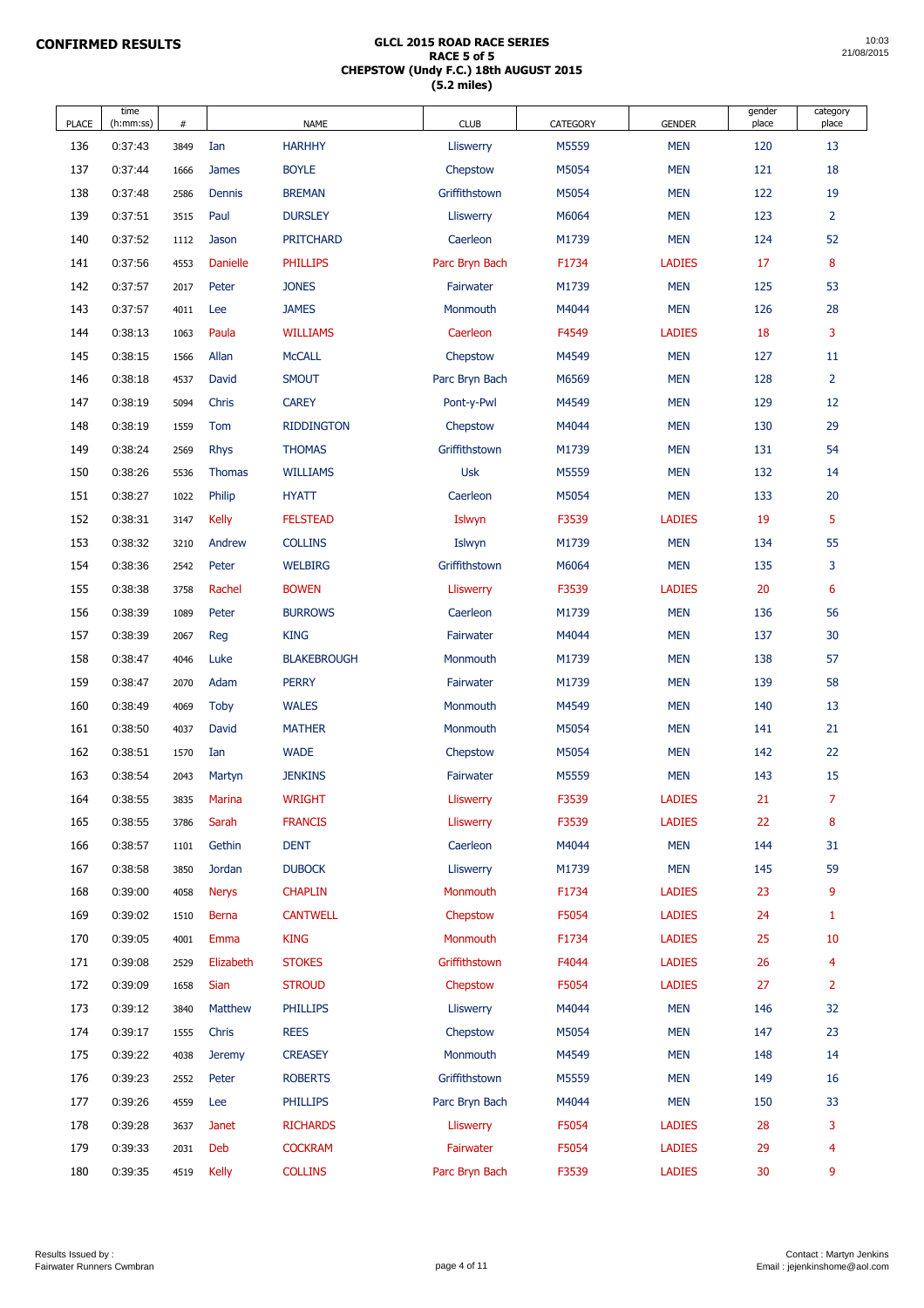**CONFIRMED RESULTS**

# GLCL 2015 ROAD RACE SERIES
## RACE 5 of 5
## CHEPSTOW (Undy F.C.) 18th AUGUST 2015
## (5.2 miles)

10:03
21/08/2015

| PLACE | time (h:mm:ss) | # | | NAME | CLUB | CATEGORY | GENDER | gender place | category place |
|---|---|---|---|---|---|---|---|---|---|
| 136 | 0:37:43 | 3849 | Ian | HARHHY | Lliswerry | M5559 | MEN | 120 | 13 |
| 137 | 0:37:44 | 1666 | James | BOYLE | Chepstow | M5054 | MEN | 121 | 18 |
| 138 | 0:37:48 | 2586 | Dennis | BREMAN | Griffithstown | M5054 | MEN | 122 | 19 |
| 139 | 0:37:51 | 3515 | Paul | DURSLEY | Lliswerry | M6064 | MEN | 123 | 2 |
| 140 | 0:37:52 | 1112 | Jason | PRITCHARD | Caerleon | M1739 | MEN | 124 | 52 |
| 141 | 0:37:56 | 4553 | Danielle | PHILLIPS | Parc Bryn Bach | F1734 | LADIES | 17 | 8 |
| 142 | 0:37:57 | 2017 | Peter | JONES | Fairwater | M1739 | MEN | 125 | 53 |
| 143 | 0:37:57 | 4011 | Lee | JAMES | Monmouth | M4044 | MEN | 126 | 28 |
| 144 | 0:38:13 | 1063 | Paula | WILLIAMS | Caerleon | F4549 | LADIES | 18 | 3 |
| 145 | 0:38:15 | 1566 | Allan | McCALL | Chepstow | M4549 | MEN | 127 | 11 |
| 146 | 0:38:18 | 4537 | David | SMOUT | Parc Bryn Bach | M6569 | MEN | 128 | 2 |
| 147 | 0:38:19 | 5094 | Chris | CAREY | Pont-y-Pwl | M4549 | MEN | 129 | 12 |
| 148 | 0:38:19 | 1559 | Tom | RIDDINGTON | Chepstow | M4044 | MEN | 130 | 29 |
| 149 | 0:38:24 | 2569 | Rhys | THOMAS | Griffithstown | M1739 | MEN | 131 | 54 |
| 150 | 0:38:26 | 5536 | Thomas | WILLIAMS | Usk | M5559 | MEN | 132 | 14 |
| 151 | 0:38:27 | 1022 | Philip | HYATT | Caerleon | M5054 | MEN | 133 | 20 |
| 152 | 0:38:31 | 3147 | Kelly | FELSTEAD | Islwyn | F3539 | LADIES | 19 | 5 |
| 153 | 0:38:32 | 3210 | Andrew | COLLINS | Islwyn | M1739 | MEN | 134 | 55 |
| 154 | 0:38:36 | 2542 | Peter | WELBIRG | Griffithstown | M6064 | MEN | 135 | 3 |
| 155 | 0:38:38 | 3758 | Rachel | BOWEN | Lliswerry | F3539 | LADIES | 20 | 6 |
| 156 | 0:38:39 | 1089 | Peter | BURROWS | Caerleon | M1739 | MEN | 136 | 56 |
| 157 | 0:38:39 | 2067 | Reg | KING | Fairwater | M4044 | MEN | 137 | 30 |
| 158 | 0:38:47 | 4046 | Luke | BLAKEBROUGH | Monmouth | M1739 | MEN | 138 | 57 |
| 159 | 0:38:47 | 2070 | Adam | PERRY | Fairwater | M1739 | MEN | 139 | 58 |
| 160 | 0:38:49 | 4069 | Toby | WALES | Monmouth | M4549 | MEN | 140 | 13 |
| 161 | 0:38:50 | 4037 | David | MATHER | Monmouth | M5054 | MEN | 141 | 21 |
| 162 | 0:38:51 | 1570 | Ian | WADE | Chepstow | M5054 | MEN | 142 | 22 |
| 163 | 0:38:54 | 2043 | Martyn | JENKINS | Fairwater | M5559 | MEN | 143 | 15 |
| 164 | 0:38:55 | 3835 | Marina | WRIGHT | Lliswerry | F3539 | LADIES | 21 | 7 |
| 165 | 0:38:55 | 3786 | Sarah | FRANCIS | Lliswerry | F3539 | LADIES | 22 | 8 |
| 166 | 0:38:57 | 1101 | Gethin | DENT | Caerleon | M4044 | MEN | 144 | 31 |
| 167 | 0:38:58 | 3850 | Jordan | DUBOCK | Lliswerry | M1739 | MEN | 145 | 59 |
| 168 | 0:39:00 | 4058 | Nerys | CHAPLIN | Monmouth | F1734 | LADIES | 23 | 9 |
| 169 | 0:39:02 | 1510 | Berna | CANTWELL | Chepstow | F5054 | LADIES | 24 | 1 |
| 170 | 0:39:05 | 4001 | Emma | KING | Monmouth | F1734 | LADIES | 25 | 10 |
| 171 | 0:39:08 | 2529 | Elizabeth | STOKES | Griffithstown | F4044 | LADIES | 26 | 4 |
| 172 | 0:39:09 | 1658 | Sian | STROUD | Chepstow | F5054 | LADIES | 27 | 2 |
| 173 | 0:39:12 | 3840 | Matthew | PHILLIPS | Lliswerry | M4044 | MEN | 146 | 32 |
| 174 | 0:39:17 | 1555 | Chris | REES | Chepstow | M5054 | MEN | 147 | 23 |
| 175 | 0:39:22 | 4038 | Jeremy | CREASEY | Monmouth | M4549 | MEN | 148 | 14 |
| 176 | 0:39:23 | 2552 | Peter | ROBERTS | Griffithstown | M5559 | MEN | 149 | 16 |
| 177 | 0:39:26 | 4559 | Lee | PHILLIPS | Parc Bryn Bach | M4044 | MEN | 150 | 33 |
| 178 | 0:39:28 | 3637 | Janet | RICHARDS | Lliswerry | F5054 | LADIES | 28 | 3 |
| 179 | 0:39:33 | 2031 | Deb | COCKRAM | Fairwater | F5054 | LADIES | 29 | 4 |
| 180 | 0:39:35 | 4519 | Kelly | COLLINS | Parc Bryn Bach | F3539 | LADIES | 30 | 9 |

Results Issued by :
Fairwater Runners Cwmbran

Contact : Martyn Jenkins
Email : jejenkinshome@aol.com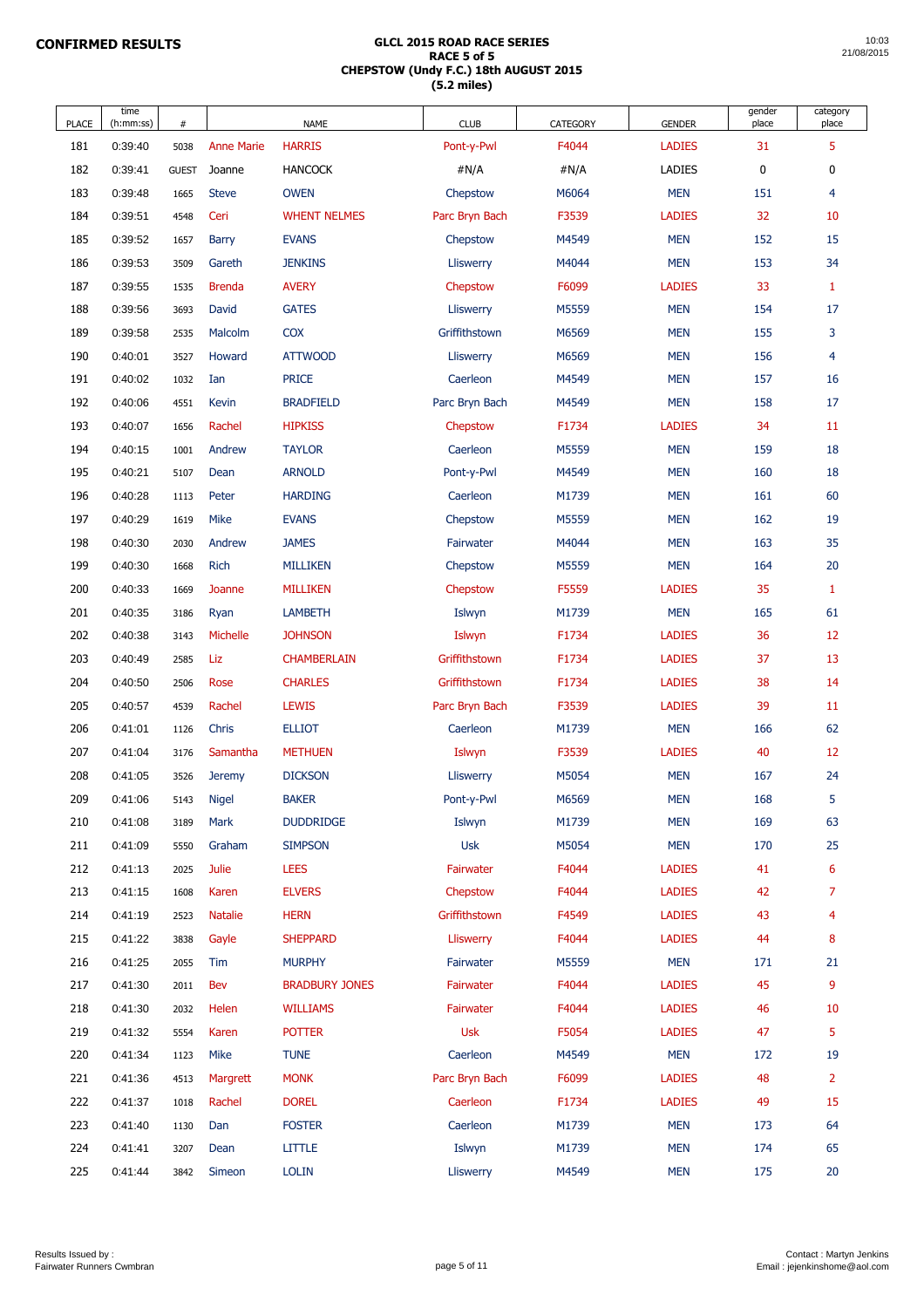**CONFIRMED RESULTS**

**GLCL 2015 ROAD RACE SERIES**
**RACE 5 of 5**
**CHEPSTOW (Undy F.C.) 18th AUGUST 2015**
**(5.2 miles)**

10:03
21/08/2015

| PLACE | time (h:mm:ss) | # | | NAME | CLUB | CATEGORY | GENDER | gender place | category place |
|---|---|---|---|---|---|---|---|---|---|
| 181 | 0:39:40 | 5038 | Anne Marie | HARRIS | Pont-y-Pwl | F4044 | LADIES | 31 | 5 |
| 182 | 0:39:41 | GUEST | Joanne | HANCOCK | #N/A | #N/A | LADIES | 0 | 0 |
| 183 | 0:39:48 | 1665 | Steve | OWEN | Chepstow | M6064 | MEN | 151 | 4 |
| 184 | 0:39:51 | 4548 | Ceri | WHENT NELMES | Parc Bryn Bach | F3539 | LADIES | 32 | 10 |
| 185 | 0:39:52 | 1657 | Barry | EVANS | Chepstow | M4549 | MEN | 152 | 15 |
| 186 | 0:39:53 | 3509 | Gareth | JENKINS | Lliswerry | M4044 | MEN | 153 | 34 |
| 187 | 0:39:55 | 1535 | Brenda | AVERY | Chepstow | F6099 | LADIES | 33 | 1 |
| 188 | 0:39:56 | 3693 | David | GATES | Lliswerry | M5559 | MEN | 154 | 17 |
| 189 | 0:39:58 | 2535 | Malcolm | COX | Griffithstown | M6569 | MEN | 155 | 3 |
| 190 | 0:40:01 | 3527 | Howard | ATTWOOD | Lliswerry | M6569 | MEN | 156 | 4 |
| 191 | 0:40:02 | 1032 | Ian | PRICE | Caerleon | M4549 | MEN | 157 | 16 |
| 192 | 0:40:06 | 4551 | Kevin | BRADFIELD | Parc Bryn Bach | M4549 | MEN | 158 | 17 |
| 193 | 0:40:07 | 1656 | Rachel | HIPKISS | Chepstow | F1734 | LADIES | 34 | 11 |
| 194 | 0:40:15 | 1001 | Andrew | TAYLOR | Caerleon | M5559 | MEN | 159 | 18 |
| 195 | 0:40:21 | 5107 | Dean | ARNOLD | Pont-y-Pwl | M4549 | MEN | 160 | 18 |
| 196 | 0:40:28 | 1113 | Peter | HARDING | Caerleon | M1739 | MEN | 161 | 60 |
| 197 | 0:40:29 | 1619 | Mike | EVANS | Chepstow | M5559 | MEN | 162 | 19 |
| 198 | 0:40:30 | 2030 | Andrew | JAMES | Fairwater | M4044 | MEN | 163 | 35 |
| 199 | 0:40:30 | 1668 | Rich | MILLIKEN | Chepstow | M5559 | MEN | 164 | 20 |
| 200 | 0:40:33 | 1669 | Joanne | MILLIKEN | Chepstow | F5559 | LADIES | 35 | 1 |
| 201 | 0:40:35 | 3186 | Ryan | LAMBETH | Islwyn | M1739 | MEN | 165 | 61 |
| 202 | 0:40:38 | 3143 | Michelle | JOHNSON | Islwyn | F1734 | LADIES | 36 | 12 |
| 203 | 0:40:49 | 2585 | Liz | CHAMBERLAIN | Griffithstown | F1734 | LADIES | 37 | 13 |
| 204 | 0:40:50 | 2506 | Rose | CHARLES | Griffithstown | F1734 | LADIES | 38 | 14 |
| 205 | 0:40:57 | 4539 | Rachel | LEWIS | Parc Bryn Bach | F3539 | LADIES | 39 | 11 |
| 206 | 0:41:01 | 1126 | Chris | ELLIOT | Caerleon | M1739 | MEN | 166 | 62 |
| 207 | 0:41:04 | 3176 | Samantha | METHUEN | Islwyn | F3539 | LADIES | 40 | 12 |
| 208 | 0:41:05 | 3526 | Jeremy | DICKSON | Lliswerry | M5054 | MEN | 167 | 24 |
| 209 | 0:41:06 | 5143 | Nigel | BAKER | Pont-y-Pwl | M6569 | MEN | 168 | 5 |
| 210 | 0:41:08 | 3189 | Mark | DUDDRIDGE | Islwyn | M1739 | MEN | 169 | 63 |
| 211 | 0:41:09 | 5550 | Graham | SIMPSON | Usk | M5054 | MEN | 170 | 25 |
| 212 | 0:41:13 | 2025 | Julie | LEES | Fairwater | F4044 | LADIES | 41 | 6 |
| 213 | 0:41:15 | 1608 | Karen | ELVERS | Chepstow | F4044 | LADIES | 42 | 7 |
| 214 | 0:41:19 | 2523 | Natalie | HERN | Griffithstown | F4549 | LADIES | 43 | 4 |
| 215 | 0:41:22 | 3838 | Gayle | SHEPPARD | Lliswerry | F4044 | LADIES | 44 | 8 |
| 216 | 0:41:25 | 2055 | Tim | MURPHY | Fairwater | M5559 | MEN | 171 | 21 |
| 217 | 0:41:30 | 2011 | Bev | BRADBURY JONES | Fairwater | F4044 | LADIES | 45 | 9 |
| 218 | 0:41:30 | 2032 | Helen | WILLIAMS | Fairwater | F4044 | LADIES | 46 | 10 |
| 219 | 0:41:32 | 5554 | Karen | POTTER | Usk | F5054 | LADIES | 47 | 5 |
| 220 | 0:41:34 | 1123 | Mike | TUNE | Caerleon | M4549 | MEN | 172 | 19 |
| 221 | 0:41:36 | 4513 | Margrett | MONK | Parc Bryn Bach | F6099 | LADIES | 48 | 2 |
| 222 | 0:41:37 | 1018 | Rachel | DOREL | Caerleon | F1734 | LADIES | 49 | 15 |
| 223 | 0:41:40 | 1130 | Dan | FOSTER | Caerleon | M1739 | MEN | 173 | 64 |
| 224 | 0:41:41 | 3207 | Dean | LITTLE | Islwyn | M1739 | MEN | 174 | 65 |
| 225 | 0:41:44 | 3842 | Simeon | LOLIN | Lliswerry | M4549 | MEN | 175 | 20 |

Results Issued by :
Fairwater Runners Cwmbran

Contact : Martyn Jenkins
Email : jejenkinshome@aol.com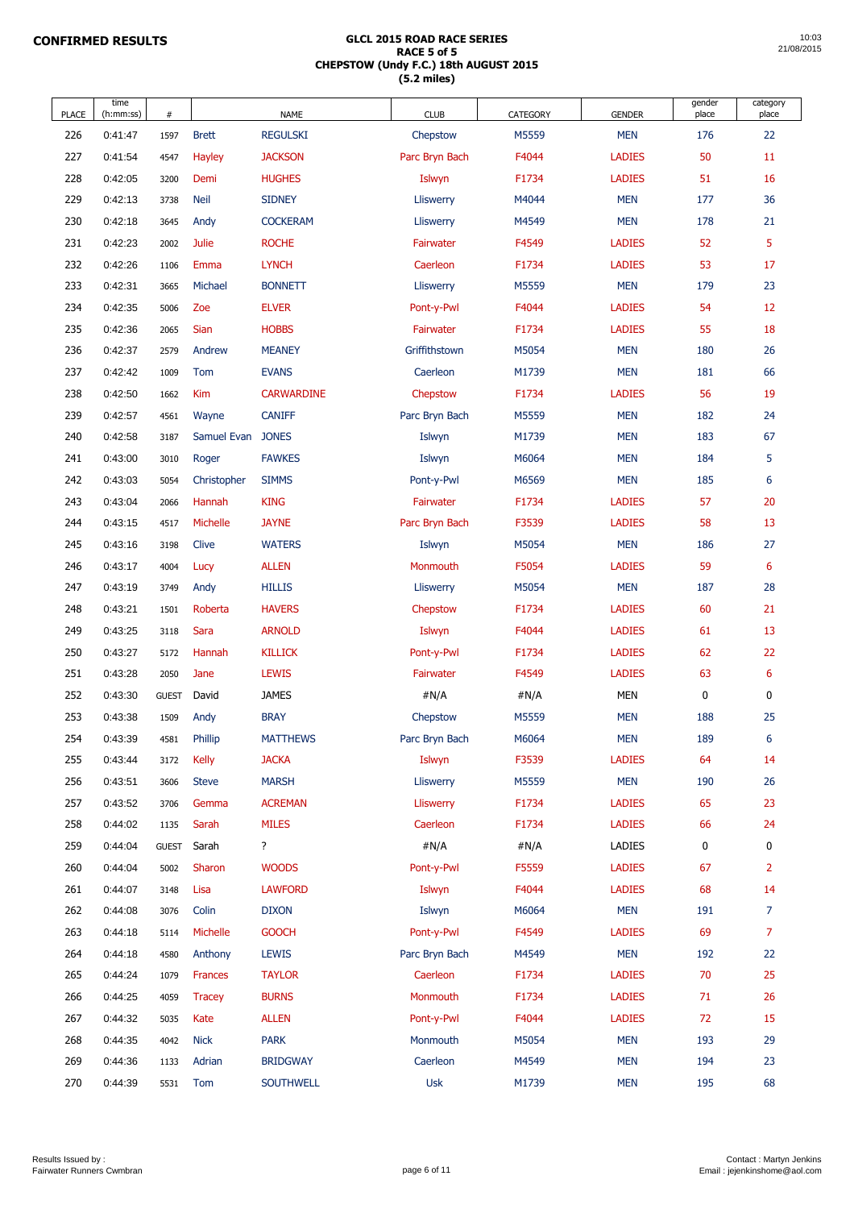**CONFIRMED RESULTS**

**GLCL 2015 ROAD RACE SERIES**
**RACE 5 of 5**
**CHEPSTOW (Undy F.C.) 18th AUGUST 2015**
**(5.2 miles)**

10:03
21/08/2015

| PLACE | time (h:mm:ss) | # | NAME | | CLUB | CATEGORY | GENDER | gender place | category place |
|---|---|---|---|---|---|---|---|---|---|
| 226 | 0:41:47 | 1597 | Brett | REGULSKI | Chepstow | M5559 | MEN | 176 | 22 |
| 227 | 0:41:54 | 4547 | Hayley | JACKSON | Parc Bryn Bach | F4044 | LADIES | 50 | 11 |
| 228 | 0:42:05 | 3200 | Demi | HUGHES | Islwyn | F1734 | LADIES | 51 | 16 |
| 229 | 0:42:13 | 3738 | Neil | SIDNEY | Lliswerry | M4044 | MEN | 177 | 36 |
| 230 | 0:42:18 | 3645 | Andy | COCKERAM | Lliswerry | M4549 | MEN | 178 | 21 |
| 231 | 0:42:23 | 2002 | Julie | ROCHE | Fairwater | F4549 | LADIES | 52 | 5 |
| 232 | 0:42:26 | 1106 | Emma | LYNCH | Caerleon | F1734 | LADIES | 53 | 17 |
| 233 | 0:42:31 | 3665 | Michael | BONNETT | Lliswerry | M5559 | MEN | 179 | 23 |
| 234 | 0:42:35 | 5006 | Zoe | ELVER | Pont-y-Pwl | F4044 | LADIES | 54 | 12 |
| 235 | 0:42:36 | 2065 | Sian | HOBBS | Fairwater | F1734 | LADIES | 55 | 18 |
| 236 | 0:42:37 | 2579 | Andrew | MEANEY | Griffithstown | M5054 | MEN | 180 | 26 |
| 237 | 0:42:42 | 1009 | Tom | EVANS | Caerleon | M1739 | MEN | 181 | 66 |
| 238 | 0:42:50 | 1662 | Kim | CARWARDINE | Chepstow | F1734 | LADIES | 56 | 19 |
| 239 | 0:42:57 | 4561 | Wayne | CANIFF | Parc Bryn Bach | M5559 | MEN | 182 | 24 |
| 240 | 0:42:58 | 3187 | Samuel Evan | JONES | Islwyn | M1739 | MEN | 183 | 67 |
| 241 | 0:43:00 | 3010 | Roger | FAWKES | Islwyn | M6064 | MEN | 184 | 5 |
| 242 | 0:43:03 | 5054 | Christopher | SIMMS | Pont-y-Pwl | M6569 | MEN | 185 | 6 |
| 243 | 0:43:04 | 2066 | Hannah | KING | Fairwater | F1734 | LADIES | 57 | 20 |
| 244 | 0:43:15 | 4517 | Michelle | JAYNE | Parc Bryn Bach | F3539 | LADIES | 58 | 13 |
| 245 | 0:43:16 | 3198 | Clive | WATERS | Islwyn | M5054 | MEN | 186 | 27 |
| 246 | 0:43:17 | 4004 | Lucy | ALLEN | Monmouth | F5054 | LADIES | 59 | 6 |
| 247 | 0:43:19 | 3749 | Andy | HILLIS | Lliswerry | M5054 | MEN | 187 | 28 |
| 248 | 0:43:21 | 1501 | Roberta | HAVERS | Chepstow | F1734 | LADIES | 60 | 21 |
| 249 | 0:43:25 | 3118 | Sara | ARNOLD | Islwyn | F4044 | LADIES | 61 | 13 |
| 250 | 0:43:27 | 5172 | Hannah | KILLICK | Pont-y-Pwl | F1734 | LADIES | 62 | 22 |
| 251 | 0:43:28 | 2050 | Jane | LEWIS | Fairwater | F4549 | LADIES | 63 | 6 |
| 252 | 0:43:30 | GUEST | David | JAMES | #N/A | #N/A | MEN | 0 | 0 |
| 253 | 0:43:38 | 1509 | Andy | BRAY | Chepstow | M5559 | MEN | 188 | 25 |
| 254 | 0:43:39 | 4581 | Phillip | MATTHEWS | Parc Bryn Bach | M6064 | MEN | 189 | 6 |
| 255 | 0:43:44 | 3172 | Kelly | JACKA | Islwyn | F3539 | LADIES | 64 | 14 |
| 256 | 0:43:51 | 3606 | Steve | MARSH | Lliswerry | M5559 | MEN | 190 | 26 |
| 257 | 0:43:52 | 3706 | Gemma | ACREMAN | Lliswerry | F1734 | LADIES | 65 | 23 |
| 258 | 0:44:02 | 1135 | Sarah | MILES | Caerleon | F1734 | LADIES | 66 | 24 |
| 259 | 0:44:04 | GUEST | Sarah | ? | #N/A | #N/A | LADIES | 0 | 0 |
| 260 | 0:44:04 | 5002 | Sharon | WOODS | Pont-y-Pwl | F5559 | LADIES | 67 | 2 |
| 261 | 0:44:07 | 3148 | Lisa | LAWFORD | Islwyn | F4044 | LADIES | 68 | 14 |
| 262 | 0:44:08 | 3076 | Colin | DIXON | Islwyn | M6064 | MEN | 191 | 7 |
| 263 | 0:44:18 | 5114 | Michelle | GOOCH | Pont-y-Pwl | F4549 | LADIES | 69 | 7 |
| 264 | 0:44:18 | 4580 | Anthony | LEWIS | Parc Bryn Bach | M4549 | MEN | 192 | 22 |
| 265 | 0:44:24 | 1079 | Frances | TAYLOR | Caerleon | F1734 | LADIES | 70 | 25 |
| 266 | 0:44:25 | 4059 | Tracey | BURNS | Monmouth | F1734 | LADIES | 71 | 26 |
| 267 | 0:44:32 | 5035 | Kate | ALLEN | Pont-y-Pwl | F4044 | LADIES | 72 | 15 |
| 268 | 0:44:35 | 4042 | Nick | PARK | Monmouth | M5054 | MEN | 193 | 29 |
| 269 | 0:44:36 | 1133 | Adrian | BRIDGWAY | Caerleon | M4549 | MEN | 194 | 23 |
| 270 | 0:44:39 | 5531 | Tom | SOUTHWELL | Usk | M1739 | MEN | 195 | 68 |

Results Issued by :
Fairwater Runners Cwmbran

Contact : Martyn Jenkins
Email : jejenkinshome@aol.com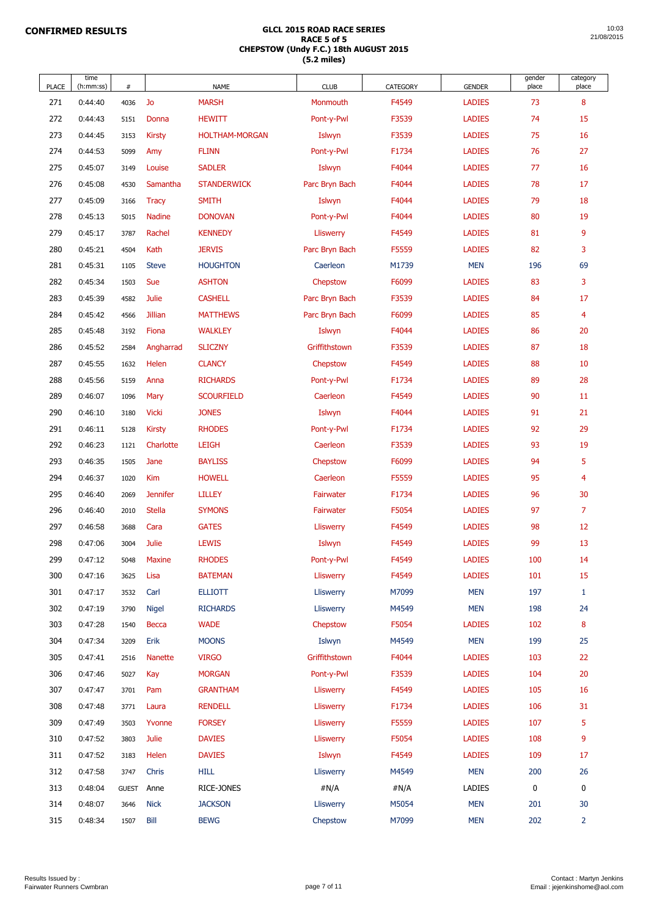**CONFIRMED RESULTS**

**GLCL 2015 ROAD RACE SERIES**
**RACE 5 of 5**
**CHEPSTOW (Undy F.C.) 18th AUGUST 2015**
**(5.2 miles)**

10:03
21/08/2015

| PLACE | time (h:mm:ss) | # | NAME | | CLUB | CATEGORY | GENDER | gender place | category place |
|---|---|---|---|---|---|---|---|---|---|
| 271 | 0:44:40 | 4036 | Jo | MARSH | Monmouth | F4549 | LADIES | 73 | 8 |
| 272 | 0:44:43 | 5151 | Donna | HEWITT | Pont-y-Pwl | F3539 | LADIES | 74 | 15 |
| 273 | 0:44:45 | 3153 | Kirsty | HOLTHAM-MORGAN | Islwyn | F3539 | LADIES | 75 | 16 |
| 274 | 0:44:53 | 5099 | Amy | FLINN | Pont-y-Pwl | F1734 | LADIES | 76 | 27 |
| 275 | 0:45:07 | 3149 | Louise | SADLER | Islwyn | F4044 | LADIES | 77 | 16 |
| 276 | 0:45:08 | 4530 | Samantha | STANDERWICK | Parc Bryn Bach | F4044 | LADIES | 78 | 17 |
| 277 | 0:45:09 | 3166 | Tracy | SMITH | Islwyn | F4044 | LADIES | 79 | 18 |
| 278 | 0:45:13 | 5015 | Nadine | DONOVAN | Pont-y-Pwl | F4044 | LADIES | 80 | 19 |
| 279 | 0:45:17 | 3787 | Rachel | KENNEDY | Lliswerry | F4549 | LADIES | 81 | 9 |
| 280 | 0:45:21 | 4504 | Kath | JERVIS | Parc Bryn Bach | F5559 | LADIES | 82 | 3 |
| 281 | 0:45:31 | 1105 | Steve | HOUGHTON | Caerleon | M1739 | MEN | 196 | 69 |
| 282 | 0:45:34 | 1503 | Sue | ASHTON | Chepstow | F6099 | LADIES | 83 | 3 |
| 283 | 0:45:39 | 4582 | Julie | CASHELL | Parc Bryn Bach | F3539 | LADIES | 84 | 17 |
| 284 | 0:45:42 | 4566 | Jillian | MATTHEWS | Parc Bryn Bach | F6099 | LADIES | 85 | 4 |
| 285 | 0:45:48 | 3192 | Fiona | WALKLEY | Islwyn | F4044 | LADIES | 86 | 20 |
| 286 | 0:45:52 | 2584 | Angharrad | SLICZNY | Griffithstown | F3539 | LADIES | 87 | 18 |
| 287 | 0:45:55 | 1632 | Helen | CLANCY | Chepstow | F4549 | LADIES | 88 | 10 |
| 288 | 0:45:56 | 5159 | Anna | RICHARDS | Pont-y-Pwl | F1734 | LADIES | 89 | 28 |
| 289 | 0:46:07 | 1096 | Mary | SCOURFIELD | Caerleon | F4549 | LADIES | 90 | 11 |
| 290 | 0:46:10 | 3180 | Vicki | JONES | Islwyn | F4044 | LADIES | 91 | 21 |
| 291 | 0:46:11 | 5128 | Kirsty | RHODES | Pont-y-Pwl | F1734 | LADIES | 92 | 29 |
| 292 | 0:46:23 | 1121 | Charlotte | LEIGH | Caerleon | F3539 | LADIES | 93 | 19 |
| 293 | 0:46:35 | 1505 | Jane | BAYLISS | Chepstow | F6099 | LADIES | 94 | 5 |
| 294 | 0:46:37 | 1020 | Kim | HOWELL | Caerleon | F5559 | LADIES | 95 | 4 |
| 295 | 0:46:40 | 2069 | Jennifer | LILLEY | Fairwater | F1734 | LADIES | 96 | 30 |
| 296 | 0:46:40 | 2010 | Stella | SYMONS | Fairwater | F5054 | LADIES | 97 | 7 |
| 297 | 0:46:58 | 3688 | Cara | GATES | Lliswerry | F4549 | LADIES | 98 | 12 |
| 298 | 0:47:06 | 3004 | Julie | LEWIS | Islwyn | F4549 | LADIES | 99 | 13 |
| 299 | 0:47:12 | 5048 | Maxine | RHODES | Pont-y-Pwl | F4549 | LADIES | 100 | 14 |
| 300 | 0:47:16 | 3625 | Lisa | BATEMAN | Lliswerry | F4549 | LADIES | 101 | 15 |
| 301 | 0:47:17 | 3532 | Carl | ELLIOTT | Lliswerry | M7099 | MEN | 197 | 1 |
| 302 | 0:47:19 | 3790 | Nigel | RICHARDS | Lliswerry | M4549 | MEN | 198 | 24 |
| 303 | 0:47:28 | 1540 | Becca | WADE | Chepstow | F5054 | LADIES | 102 | 8 |
| 304 | 0:47:34 | 3209 | Erik | MOONS | Islwyn | M4549 | MEN | 199 | 25 |
| 305 | 0:47:41 | 2516 | Nanette | VIRGO | Griffithstown | F4044 | LADIES | 103 | 22 |
| 306 | 0:47:46 | 5027 | Kay | MORGAN | Pont-y-Pwl | F3539 | LADIES | 104 | 20 |
| 307 | 0:47:47 | 3701 | Pam | GRANTHAM | Lliswerry | F4549 | LADIES | 105 | 16 |
| 308 | 0:47:48 | 3771 | Laura | RENDELL | Lliswerry | F1734 | LADIES | 106 | 31 |
| 309 | 0:47:49 | 3503 | Yvonne | FORSEY | Lliswerry | F5559 | LADIES | 107 | 5 |
| 310 | 0:47:52 | 3803 | Julie | DAVIES | Lliswerry | F5054 | LADIES | 108 | 9 |
| 311 | 0:47:52 | 3183 | Helen | DAVIES | Islwyn | F4549 | LADIES | 109 | 17 |
| 312 | 0:47:58 | 3747 | Chris | HILL | Lliswerry | M4549 | MEN | 200 | 26 |
| 313 | 0:48:04 | GUEST | Anne | RICE-JONES | #N/A | #N/A | LADIES | 0 | 0 |
| 314 | 0:48:07 | 3646 | Nick | JACKSON | Lliswerry | M5054 | MEN | 201 | 30 |
| 315 | 0:48:34 | 1507 | Bill | BEWG | Chepstow | M7099 | MEN | 202 | 2 |

Results Issued by :
Fairwater Runners Cwmbran

Contact : Martyn Jenkins
Email : jejenkinshome@aol.com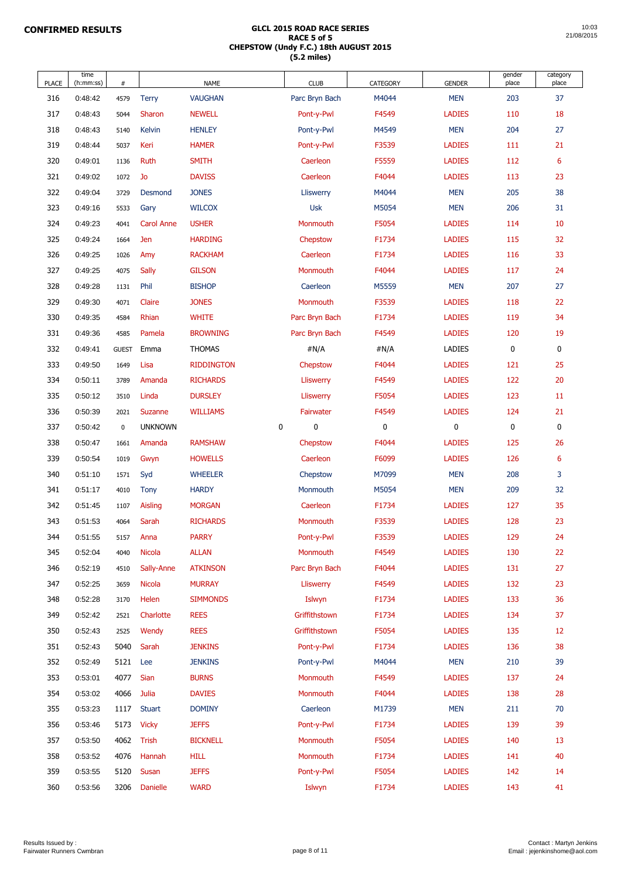**CONFIRMED RESULTS**

**GLCL 2015 ROAD RACE SERIES**
**RACE 5 of 5**
**CHEPSTOW (Undy F.C.) 18th AUGUST 2015**
**(5.2 miles)**

10:03
21/08/2015

| PLACE | time (h:mm:ss) | # | NAME | | CLUB | CATEGORY | GENDER | gender place | category place |
|---|---|---|---|---|---|---|---|---|---|
| 316 | 0:48:42 | 4579 | Terry | VAUGHAN | Parc Bryn Bach | M4044 | MEN | 203 | 37 |
| 317 | 0:48:43 | 5044 | Sharon | NEWELL | Pont-y-Pwl | F4549 | LADIES | 110 | 18 |
| 318 | 0:48:43 | 5140 | Kelvin | HENLEY | Pont-y-Pwl | M4549 | MEN | 204 | 27 |
| 319 | 0:48:44 | 5037 | Keri | HAMER | Pont-y-Pwl | F3539 | LADIES | 111 | 21 |
| 320 | 0:49:01 | 1136 | Ruth | SMITH | Caerleon | F5559 | LADIES | 112 | 6 |
| 321 | 0:49:02 | 1072 | Jo | DAVISS | Caerleon | F4044 | LADIES | 113 | 23 |
| 322 | 0:49:04 | 3729 | Desmond | JONES | Lliswerry | M4044 | MEN | 205 | 38 |
| 323 | 0:49:16 | 5533 | Gary | WILCOX | Usk | M5054 | MEN | 206 | 31 |
| 324 | 0:49:23 | 4041 | Carol Anne | USHER | Monmouth | F5054 | LADIES | 114 | 10 |
| 325 | 0:49:24 | 1664 | Jen | HARDING | Chepstow | F1734 | LADIES | 115 | 32 |
| 326 | 0:49:25 | 1026 | Amy | RACKHAM | Caerleon | F1734 | LADIES | 116 | 33 |
| 327 | 0:49:25 | 4075 | Sally | GILSON | Monmouth | F4044 | LADIES | 117 | 24 |
| 328 | 0:49:28 | 1131 | Phil | BISHOP | Caerleon | M5559 | MEN | 207 | 27 |
| 329 | 0:49:30 | 4071 | Claire | JONES | Monmouth | F3539 | LADIES | 118 | 22 |
| 330 | 0:49:35 | 4584 | Rhian | WHITE | Parc Bryn Bach | F1734 | LADIES | 119 | 34 |
| 331 | 0:49:36 | 4585 | Pamela | BROWNING | Parc Bryn Bach | F4549 | LADIES | 120 | 19 |
| 332 | 0:49:41 | GUEST | Emma | THOMAS | #N/A | #N/A | LADIES | 0 | 0 |
| 333 | 0:49:50 | 1649 | Lisa | RIDDINGTON | Chepstow | F4044 | LADIES | 121 | 25 |
| 334 | 0:50:11 | 3789 | Amanda | RICHARDS | Lliswerry | F4549 | LADIES | 122 | 20 |
| 335 | 0:50:12 | 3510 | Linda | DURSLEY | Lliswerry | F5054 | LADIES | 123 | 11 |
| 336 | 0:50:39 | 2021 | Suzanne | WILLIAMS | Fairwater | F4549 | LADIES | 124 | 21 |
| 337 | 0:50:42 | 0 | UNKNOWN | 0 | 0 | 0 | 0 | 0 | 0 |
| 338 | 0:50:47 | 1661 | Amanda | RAMSHAW | Chepstow | F4044 | LADIES | 125 | 26 |
| 339 | 0:50:54 | 1019 | Gwyn | HOWELLS | Caerleon | F6099 | LADIES | 126 | 6 |
| 340 | 0:51:10 | 1571 | Syd | WHEELER | Chepstow | M7099 | MEN | 208 | 3 |
| 341 | 0:51:17 | 4010 | Tony | HARDY | Monmouth | M5054 | MEN | 209 | 32 |
| 342 | 0:51:45 | 1107 | Aisling | MORGAN | Caerleon | F1734 | LADIES | 127 | 35 |
| 343 | 0:51:53 | 4064 | Sarah | RICHARDS | Monmouth | F3539 | LADIES | 128 | 23 |
| 344 | 0:51:55 | 5157 | Anna | PARRY | Pont-y-Pwl | F3539 | LADIES | 129 | 24 |
| 345 | 0:52:04 | 4040 | Nicola | ALLAN | Monmouth | F4549 | LADIES | 130 | 22 |
| 346 | 0:52:19 | 4510 | Sally-Anne | ATKINSON | Parc Bryn Bach | F4044 | LADIES | 131 | 27 |
| 347 | 0:52:25 | 3659 | Nicola | MURRAY | Lliswerry | F4549 | LADIES | 132 | 23 |
| 348 | 0:52:28 | 3170 | Helen | SIMMONDS | Islwyn | F1734 | LADIES | 133 | 36 |
| 349 | 0:52:42 | 2521 | Charlotte | REES | Griffithstown | F1734 | LADIES | 134 | 37 |
| 350 | 0:52:43 | 2525 | Wendy | REES | Griffithstown | F5054 | LADIES | 135 | 12 |
| 351 | 0:52:43 | 5040 | Sarah | JENKINS | Pont-y-Pwl | F1734 | LADIES | 136 | 38 |
| 352 | 0:52:49 | 5121 | Lee | JENKINS | Pont-y-Pwl | M4044 | MEN | 210 | 39 |
| 353 | 0:53:01 | 4077 | Sian | BURNS | Monmouth | F4549 | LADIES | 137 | 24 |
| 354 | 0:53:02 | 4066 | Julia | DAVIES | Monmouth | F4044 | LADIES | 138 | 28 |
| 355 | 0:53:23 | 1117 | Stuart | DOMINY | Caerleon | M1739 | MEN | 211 | 70 |
| 356 | 0:53:46 | 5173 | Vicky | JEFFS | Pont-y-Pwl | F1734 | LADIES | 139 | 39 |
| 357 | 0:53:50 | 4062 | Trish | BICKNELL | Monmouth | F5054 | LADIES | 140 | 13 |
| 358 | 0:53:52 | 4076 | Hannah | HILL | Monmouth | F1734 | LADIES | 141 | 40 |
| 359 | 0:53:55 | 5120 | Susan | JEFFS | Pont-y-Pwl | F5054 | LADIES | 142 | 14 |
| 360 | 0:53:56 | 3206 | Danielle | WARD | Islwyn | F1734 | LADIES | 143 | 41 |

Results Issued by :
Fairwater Runners Cwmbran

Contact : Martyn Jenkins
Email : jejenkinshome@aol.com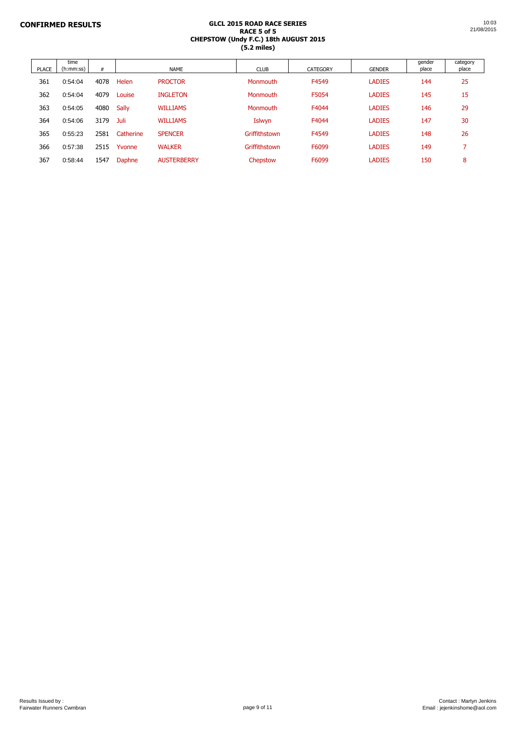**CONFIRMED RESULTS**

**GLCL 2015 ROAD RACE SERIES**
**RACE 5 of 5**
**CHEPSTOW (Undy F.C.) 18th AUGUST 2015**
**(5.2 miles)**

| PLACE | time (h:mm:ss) | # | NAME | | CLUB | CATEGORY | GENDER | gender place | category place |
|---|---|---|---|---|---|---|---|---|---|
| 361 | 0:54:04 | 4078 | Helen | PROCTOR | Monmouth | F4549 | LADIES | 144 | 25 |
| 362 | 0:54:04 | 4079 | Louise | INGLETON | Monmouth | F5054 | LADIES | 145 | 15 |
| 363 | 0:54:05 | 4080 | Sally | WILLIAMS | Monmouth | F4044 | LADIES | 146 | 29 |
| 364 | 0:54:06 | 3179 | Juli | WILLIAMS | Islwyn | F4044 | LADIES | 147 | 30 |
| 365 | 0:55:23 | 2581 | Catherine | SPENCER | Griffithstown | F4549 | LADIES | 148 | 26 |
| 366 | 0:57:38 | 2515 | Yvonne | WALKER | Griffithstown | F6099 | LADIES | 149 | 7 |
| 367 | 0:58:44 | 1547 | Daphne | AUSTERBERRY | Chepstow | F6099 | LADIES | 150 | 8 |

Results Issued by :
Fairwater Runners Cwmbran

Contact : Martyn Jenkins
Email : jejenkinshome@aol.com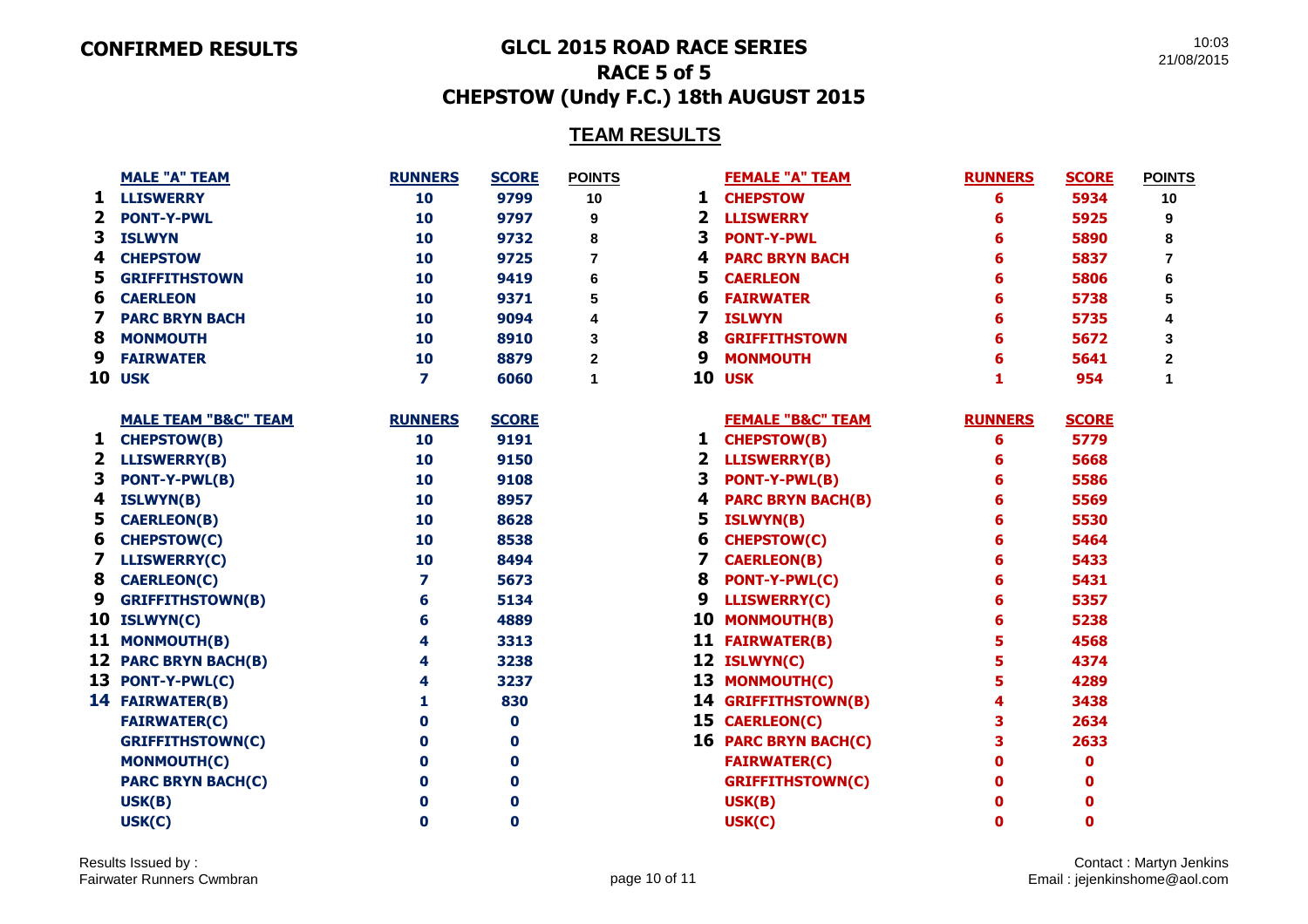**CONFIRMED RESULTS**

# GLCL 2015 ROAD RACE SERIES
## RACE 5 of 5
## CHEPSTOW (Undy F.C.) 18th AUGUST 2015

10:03
21/08/2015

### TEAM RESULTS

| | MALE "A" TEAM | RUNNERS | SCORE | POINTS |
|---|---|---|---|---|
| 1 | LLISWERRY | 10 | 9799 | 10 |
| 2 | PONT-Y-PWL | 10 | 9797 | 9 |
| 3 | ISLWYN | 10 | 9732 | 8 |
| 4 | CHEPSTOW | 10 | 9725 | 7 |
| 5 | GRIFFITHSTOWN | 10 | 9419 | 6 |
| 6 | CAERLEON | 10 | 9371 | 5 |
| 7 | PARC BRYN BACH | 10 | 9094 | 4 |
| 8 | MONMOUTH | 10 | 8910 | 3 |
| 9 | FAIRWATER | 10 | 8879 | 2 |
| 10 | USK | 7 | 6060 | 1 |

| | FEMALE "A" TEAM | RUNNERS | SCORE | POINTS |
|---|---|---|---|---|
| 1 | CHEPSTOW | 6 | 5934 | 10 |
| 2 | LLISWERRY | 6 | 5925 | 9 |
| 3 | PONT-Y-PWL | 6 | 5890 | 8 |
| 4 | PARC BRYN BACH | 6 | 5837 | 7 |
| 5 | CAERLEON | 6 | 5806 | 6 |
| 6 | FAIRWATER | 6 | 5738 | 5 |
| 7 | ISLWYN | 6 | 5735 | 4 |
| 8 | GRIFFITHSTOWN | 6 | 5672 | 3 |
| 9 | MONMOUTH | 6 | 5641 | 2 |
| 10 | USK | 1 | 954 | 1 |

| | MALE TEAM "B&C" TEAM | RUNNERS | SCORE |
|---|---|---|---|
| 1 | CHEPSTOW(B) | 10 | 9191 |
| 2 | LLISWERRY(B) | 10 | 9150 |
| 3 | PONT-Y-PWL(B) | 10 | 9108 |
| 4 | ISLWYN(B) | 10 | 8957 |
| 5 | CAERLEON(B) | 10 | 8628 |
| 6 | CHEPSTOW(C) | 10 | 8538 |
| 7 | LLISWERRY(C) | 10 | 8494 |
| 8 | CAERLEON(C) | 7 | 5673 |
| 9 | GRIFFITHSTOWN(B) | 6 | 5134 |
| 10 | ISLWYN(C) | 6 | 4889 |
| 11 | MONMOUTH(B) | 4 | 3313 |
| 12 | PARC BRYN BACH(B) | 4 | 3238 |
| 13 | PONT-Y-PWL(C) | 4 | 3237 |
| 14 | FAIRWATER(B) | 1 | 830 |
| | FAIRWATER(C) | 0 | 0 |
| | GRIFFITHSTOWN(C) | 0 | 0 |
| | MONMOUTH(C) | 0 | 0 |
| | PARC BRYN BACH(C) | 0 | 0 |
| | USK(B) | 0 | 0 |
| | USK(C) | 0 | 0 |

| | FEMALE "B&C" TEAM | RUNNERS | SCORE |
|---|---|---|---|
| 1 | CHEPSTOW(B) | 6 | 5779 |
| 2 | LLISWERRY(B) | 6 | 5668 |
| 3 | PONT-Y-PWL(B) | 6 | 5586 |
| 4 | PARC BRYN BACH(B) | 6 | 5569 |
| 5 | ISLWYN(B) | 6 | 5530 |
| 6 | CHEPSTOW(C) | 6 | 5464 |
| 7 | CAERLEON(B) | 6 | 5433 |
| 8 | PONT-Y-PWL(C) | 6 | 5431 |
| 9 | LLISWERRY(C) | 6 | 5357 |
| 10 | MONMOUTH(B) | 6 | 5238 |
| 11 | FAIRWATER(B) | 5 | 4568 |
| 12 | ISLWYN(C) | 5 | 4374 |
| 13 | MONMOUTH(C) | 5 | 4289 |
| 14 | GRIFFITHSTOWN(B) | 4 | 3438 |
| 15 | CAERLEON(C) | 3 | 2634 |
| 16 | PARC BRYN BACH(C) | 3 | 2633 |
| | FAIRWATER(C) | 0 | 0 |
| | GRIFFITHSTOWN(C) | 0 | 0 |
| | USK(B) | 0 | 0 |
| | USK(C) | 0 | 0 |

Results Issued by :
Fairwater Runners Cwmbran

Contact : Martyn Jenkins
Email : jejenkinshome@aol.com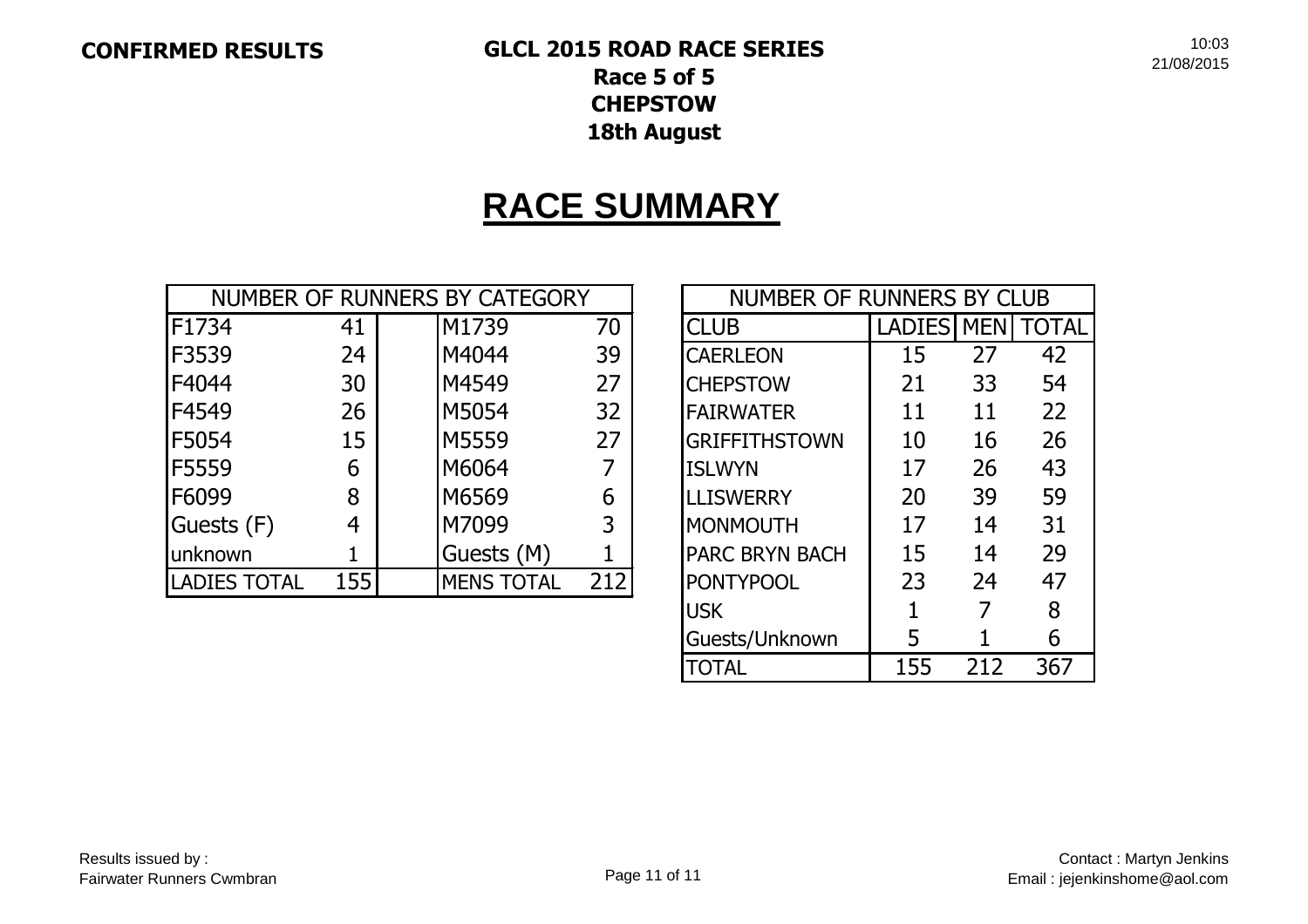**CONFIRMED RESULTS**

**GLCL 2015 ROAD RACE SERIES**
**Race 5 of 5**
**CHEPSTOW**
**18th August**

10:03
21/08/2015

# RACE SUMMARY

| NUMBER OF RUNNERS BY CATEGORY | | | | |
|---|---|---|---|---|
| F1734 | 41 | | M1739 | 70 |
| F3539 | 24 | | M4044 | 39 |
| F4044 | 30 | | M4549 | 27 |
| F4549 | 26 | | M5054 | 32 |
| F5054 | 15 | | M5559 | 27 |
| F5559 | 6 | | M6064 | 7 |
| F6099 | 8 | | M6569 | 6 |
| Guests (F) | 4 | | M7099 | 3 |
| unknown | 1 | | Guests (M) | 1 |
| LADIES TOTAL | 155 | | MENS TOTAL | 212 |

| NUMBER OF RUNNERS BY CLUB | | | |
|---|---|---|---|
| CLUB | LADIES | MEN | TOTAL |
| CAERLEON | 15 | 27 | 42 |
| CHEPSTOW | 21 | 33 | 54 |
| FAIRWATER | 11 | 11 | 22 |
| GRIFFITHSTOWN | 10 | 16 | 26 |
| ISLWYN | 17 | 26 | 43 |
| LLISWERRY | 20 | 39 | 59 |
| MONMOUTH | 17 | 14 | 31 |
| PARC BRYN BACH | 15 | 14 | 29 |
| PONTYPOOL | 23 | 24 | 47 |
| USK | 1 | 7 | 8 |
| Guests/Unknown | 5 | 1 | 6 |
| TOTAL | 155 | 212 | 367 |

Results issued by :
Fairwater Runners Cwmbran

Contact : Martyn Jenkins
Email : jejenkinshome@aol.com